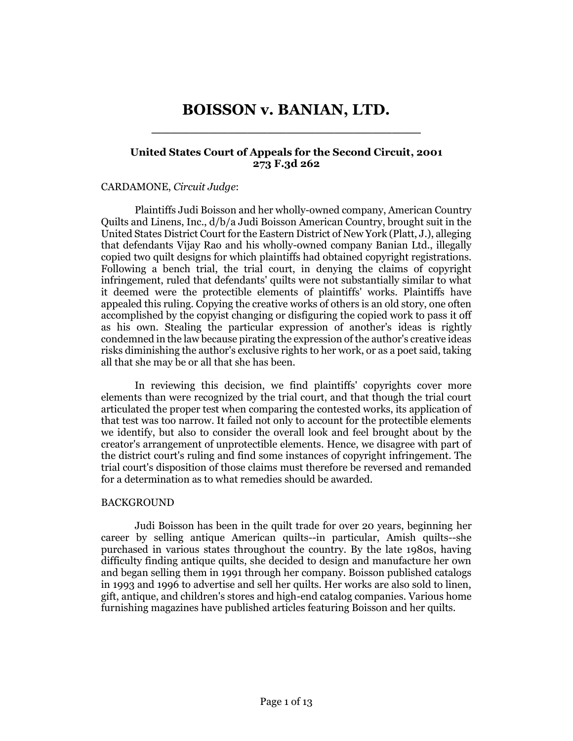# BOISSON v. BANIAN, LTD.

**United States Court of Appeals for the Second Circuit, 2001**
**273 F.3d 262**

CARDAMONE, *Circuit Judge*:

Plaintiffs Judi Boisson and her wholly-owned company, American Country Quilts and Linens, Inc., d/b/a Judi Boisson American Country, brought suit in the United States District Court for the Eastern District of New York (Platt, J.), alleging that defendants Vijay Rao and his wholly-owned company Banian Ltd., illegally copied two quilt designs for which plaintiffs had obtained copyright registrations. Following a bench trial, the trial court, in denying the claims of copyright infringement, ruled that defendants' quilts were not substantially similar to what it deemed were the protectible elements of plaintiffs' works. Plaintiffs have appealed this ruling. Copying the creative works of others is an old story, one often accomplished by the copyist changing or disfiguring the copied work to pass it off as his own. Stealing the particular expression of another's ideas is rightly condemned in the law because pirating the expression of the author's creative ideas risks diminishing the author's exclusive rights to her work, or as a poet said, taking all that she may be or all that she has been.

In reviewing this decision, we find plaintiffs' copyrights cover more elements than were recognized by the trial court, and that though the trial court articulated the proper test when comparing the contested works, its application of that test was too narrow. It failed not only to account for the protectible elements we identify, but also to consider the overall look and feel brought about by the creator's arrangement of unprotectible elements. Hence, we disagree with part of the district court's ruling and find some instances of copyright infringement. The trial court's disposition of those claims must therefore be reversed and remanded for a determination as to what remedies should be awarded.

BACKGROUND

Judi Boisson has been in the quilt trade for over 20 years, beginning her career by selling antique American quilts--in particular, Amish quilts--she purchased in various states throughout the country. By the late 1980s, having difficulty finding antique quilts, she decided to design and manufacture her own and began selling them in 1991 through her company. Boisson published catalogs in 1993 and 1996 to advertise and sell her quilts. Her works are also sold to linen, gift, antique, and children's stores and high-end catalog companies. Various home furnishing magazines have published articles featuring Boisson and her quilts.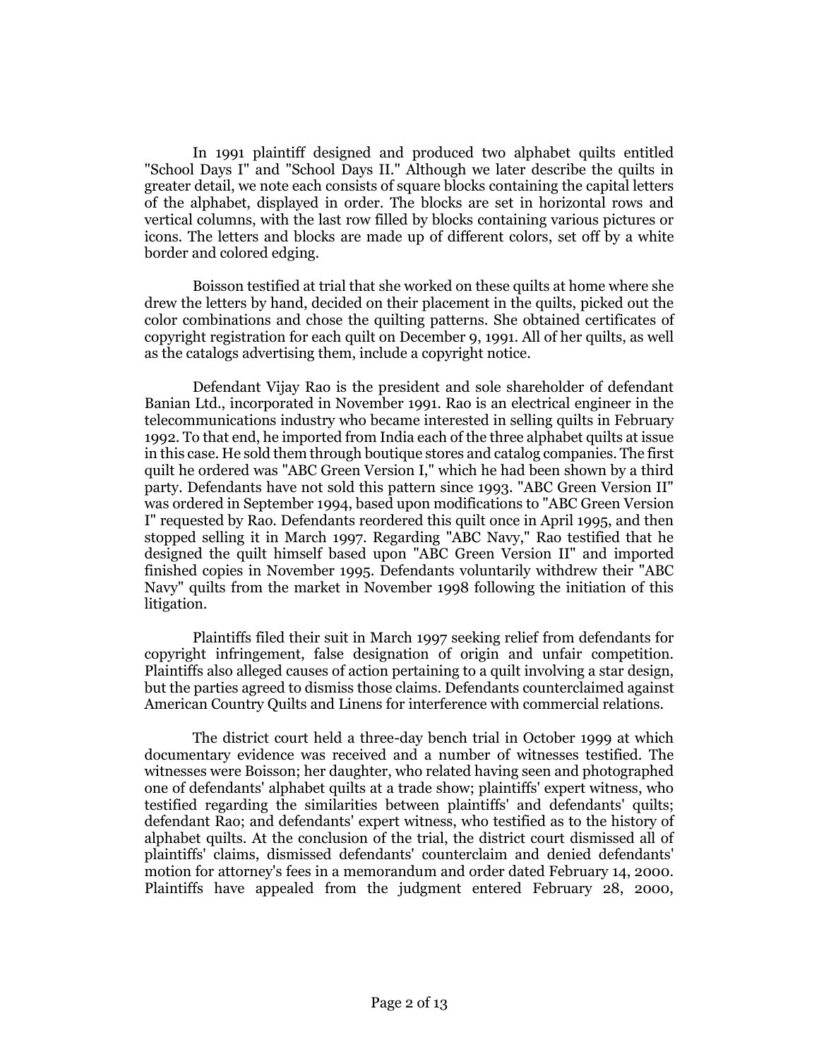In 1991 plaintiff designed and produced two alphabet quilts entitled "School Days I" and "School Days II." Although we later describe the quilts in greater detail, we note each consists of square blocks containing the capital letters of the alphabet, displayed in order. The blocks are set in horizontal rows and vertical columns, with the last row filled by blocks containing various pictures or icons. The letters and blocks are made up of different colors, set off by a white border and colored edging.

Boisson testified at trial that she worked on these quilts at home where she drew the letters by hand, decided on their placement in the quilts, picked out the color combinations and chose the quilting patterns. She obtained certificates of copyright registration for each quilt on December 9, 1991. All of her quilts, as well as the catalogs advertising them, include a copyright notice.

Defendant Vijay Rao is the president and sole shareholder of defendant Banian Ltd., incorporated in November 1991. Rao is an electrical engineer in the telecommunications industry who became interested in selling quilts in February 1992. To that end, he imported from India each of the three alphabet quilts at issue in this case. He sold them through boutique stores and catalog companies. The first quilt he ordered was "ABC Green Version I," which he had been shown by a third party. Defendants have not sold this pattern since 1993. "ABC Green Version II" was ordered in September 1994, based upon modifications to "ABC Green Version I" requested by Rao. Defendants reordered this quilt once in April 1995, and then stopped selling it in March 1997. Regarding "ABC Navy," Rao testified that he designed the quilt himself based upon "ABC Green Version II" and imported finished copies in November 1995. Defendants voluntarily withdrew their "ABC Navy" quilts from the market in November 1998 following the initiation of this litigation.

Plaintiffs filed their suit in March 1997 seeking relief from defendants for copyright infringement, false designation of origin and unfair competition. Plaintiffs also alleged causes of action pertaining to a quilt involving a star design, but the parties agreed to dismiss those claims. Defendants counterclaimed against American Country Quilts and Linens for interference with commercial relations.

The district court held a three-day bench trial in October 1999 at which documentary evidence was received and a number of witnesses testified. The witnesses were Boisson; her daughter, who related having seen and photographed one of defendants' alphabet quilts at a trade show; plaintiffs' expert witness, who testified regarding the similarities between plaintiffs' and defendants' quilts; defendant Rao; and defendants' expert witness, who testified as to the history of alphabet quilts. At the conclusion of the trial, the district court dismissed all of plaintiffs' claims, dismissed defendants' counterclaim and denied defendants' motion for attorney's fees in a memorandum and order dated February 14, 2000. Plaintiffs have appealed from the judgment entered February 28, 2000,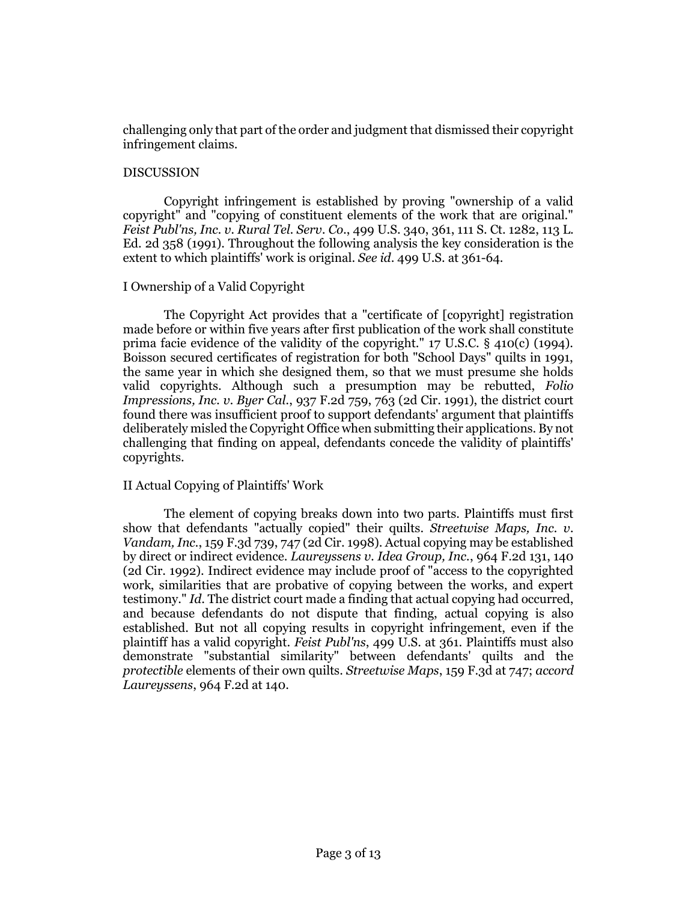challenging only that part of the order and judgment that dismissed their copyright infringement claims.

## DISCUSSION

Copyright infringement is established by proving "ownership of a valid copyright" and "copying of constituent elements of the work that are original." *Feist Publ'ns, Inc. v. Rural Tel. Serv. Co.*, 499 U.S. 340, 361, 111 S. Ct. 1282, 113 L. Ed. 2d 358 (1991). Throughout the following analysis the key consideration is the extent to which plaintiffs' work is original. *See id.* 499 U.S. at 361-64.

### I Ownership of a Valid Copyright

The Copyright Act provides that a "certificate of [copyright] registration made before or within five years after first publication of the work shall constitute prima facie evidence of the validity of the copyright." 17 U.S.C. § 410(c) (1994). Boisson secured certificates of registration for both "School Days" quilts in 1991, the same year in which she designed them, so that we must presume she holds valid copyrights. Although such a presumption may be rebutted, *Folio Impressions, Inc. v. Byer Cal.*, 937 F.2d 759, 763 (2d Cir. 1991), the district court found there was insufficient proof to support defendants' argument that plaintiffs deliberately misled the Copyright Office when submitting their applications. By not challenging that finding on appeal, defendants concede the validity of plaintiffs' copyrights.

### II Actual Copying of Plaintiffs' Work

The element of copying breaks down into two parts. Plaintiffs must first show that defendants "actually copied" their quilts. *Streetwise Maps, Inc. v. Vandam, Inc.*, 159 F.3d 739, 747 (2d Cir. 1998). Actual copying may be established by direct or indirect evidence. *Laureyssens v. Idea Group, Inc.*, 964 F.2d 131, 140 (2d Cir. 1992). Indirect evidence may include proof of "access to the copyrighted work, similarities that are probative of copying between the works, and expert testimony." *Id.* The district court made a finding that actual copying had occurred, and because defendants do not dispute that finding, actual copying is also established. But not all copying results in copyright infringement, even if the plaintiff has a valid copyright. *Feist Publ'ns*, 499 U.S. at 361. Plaintiffs must also demonstrate "substantial similarity" between defendants' quilts and the *protectible* elements of their own quilts. *Streetwise Maps*, 159 F.3d at 747; *accord Laureyssens*, 964 F.2d at 140.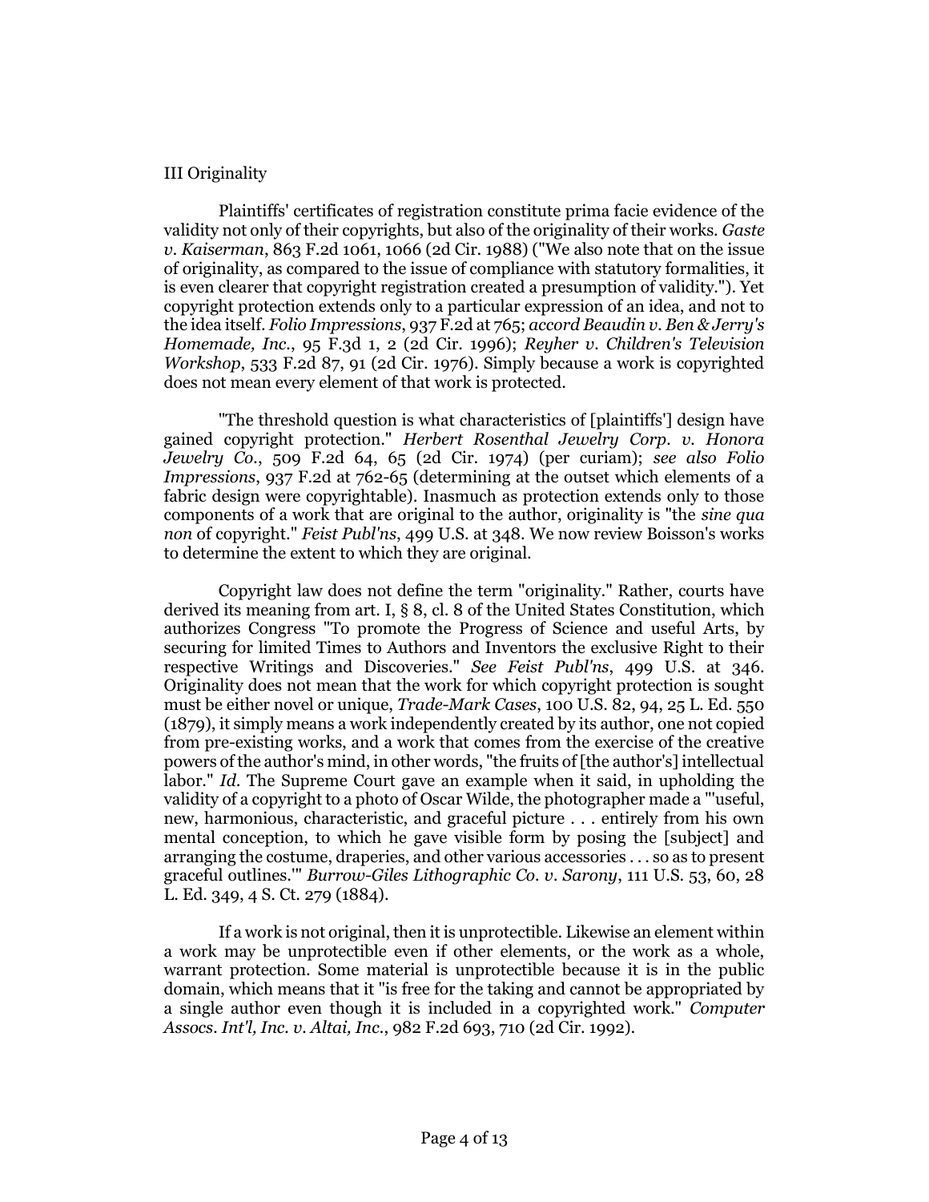## III Originality

Plaintiffs' certificates of registration constitute prima facie evidence of the validity not only of their copyrights, but also of the originality of their works. *Gaste v. Kaiserman*, 863 F.2d 1061, 1066 (2d Cir. 1988) ("We also note that on the issue of originality, as compared to the issue of compliance with statutory formalities, it is even clearer that copyright registration created a presumption of validity."). Yet copyright protection extends only to a particular expression of an idea, and not to the idea itself. *Folio Impressions*, 937 F.2d at 765; *accord Beaudin v. Ben & Jerry's Homemade, Inc.*, 95 F.3d 1, 2 (2d Cir. 1996); *Reyher v. Children's Television Workshop*, 533 F.2d 87, 91 (2d Cir. 1976). Simply because a work is copyrighted does not mean every element of that work is protected.

"The threshold question is what characteristics of [plaintiffs'] design have gained copyright protection." *Herbert Rosenthal Jewelry Corp. v. Honora Jewelry Co.*, 509 F.2d 64, 65 (2d Cir. 1974) (per curiam); *see also Folio Impressions*, 937 F.2d at 762-65 (determining at the outset which elements of a fabric design were copyrightable). Inasmuch as protection extends only to those components of a work that are original to the author, originality is "the *sine qua non* of copyright." *Feist Publ'ns*, 499 U.S. at 348. We now review Boisson's works to determine the extent to which they are original.

Copyright law does not define the term "originality." Rather, courts have derived its meaning from art. I, § 8, cl. 8 of the United States Constitution, which authorizes Congress "To promote the Progress of Science and useful Arts, by securing for limited Times to Authors and Inventors the exclusive Right to their respective Writings and Discoveries." *See Feist Publ'ns*, 499 U.S. at 346. Originality does not mean that the work for which copyright protection is sought must be either novel or unique, *Trade-Mark Cases*, 100 U.S. 82, 94, 25 L. Ed. 550 (1879), it simply means a work independently created by its author, one not copied from pre-existing works, and a work that comes from the exercise of the creative powers of the author's mind, in other words, "the fruits of [the author's] intellectual labor." *Id.* The Supreme Court gave an example when it said, in upholding the validity of a copyright to a photo of Oscar Wilde, the photographer made a "'useful, new, harmonious, characteristic, and graceful picture . . . entirely from his own mental conception, to which he gave visible form by posing the [subject] and arranging the costume, draperies, and other various accessories . . . so as to present graceful outlines.'" *Burrow-Giles Lithographic Co. v. Sarony*, 111 U.S. 53, 60, 28 L. Ed. 349, 4 S. Ct. 279 (1884).

If a work is not original, then it is unprotectible. Likewise an element within a work may be unprotectible even if other elements, or the work as a whole, warrant protection. Some material is unprotectible because it is in the public domain, which means that it "is free for the taking and cannot be appropriated by a single author even though it is included in a copyrighted work." *Computer Assocs. Int'l, Inc. v. Altai, Inc.*, 982 F.2d 693, 710 (2d Cir. 1992).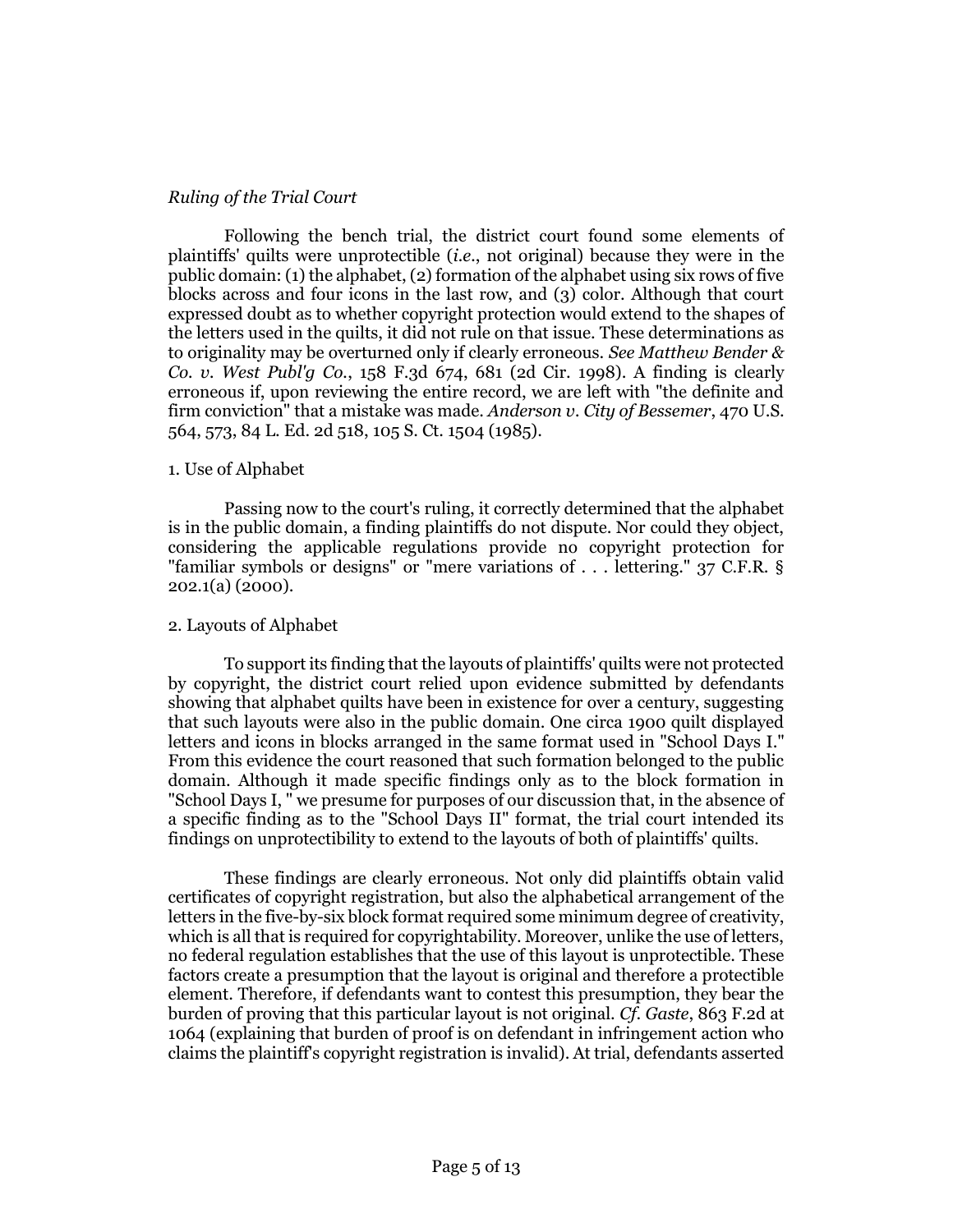*Ruling of the Trial Court*

Following the bench trial, the district court found some elements of plaintiffs' quilts were unprotectible (*i.e.*, not original) because they were in the public domain: (1) the alphabet, (2) formation of the alphabet using six rows of five blocks across and four icons in the last row, and (3) color. Although that court expressed doubt as to whether copyright protection would extend to the shapes of the letters used in the quilts, it did not rule on that issue. These determinations as to originality may be overturned only if clearly erroneous. *See Matthew Bender & Co. v. West Publ'g Co.*, 158 F.3d 674, 681 (2d Cir. 1998). A finding is clearly erroneous if, upon reviewing the entire record, we are left with "the definite and firm conviction" that a mistake was made. *Anderson v. City of Bessemer*, 470 U.S. 564, 573, 84 L. Ed. 2d 518, 105 S. Ct. 1504 (1985).

1. Use of Alphabet

Passing now to the court's ruling, it correctly determined that the alphabet is in the public domain, a finding plaintiffs do not dispute. Nor could they object, considering the applicable regulations provide no copyright protection for "familiar symbols or designs" or "mere variations of . . . lettering." 37 C.F.R. § 202.1(a) (2000).

2. Layouts of Alphabet

To support its finding that the layouts of plaintiffs' quilts were not protected by copyright, the district court relied upon evidence submitted by defendants showing that alphabet quilts have been in existence for over a century, suggesting that such layouts were also in the public domain. One circa 1900 quilt displayed letters and icons in blocks arranged in the same format used in "School Days I." From this evidence the court reasoned that such formation belonged to the public domain. Although it made specific findings only as to the block formation in "School Days I, " we presume for purposes of our discussion that, in the absence of a specific finding as to the "School Days II" format, the trial court intended its findings on unprotectibility to extend to the layouts of both of plaintiffs' quilts.

These findings are clearly erroneous. Not only did plaintiffs obtain valid certificates of copyright registration, but also the alphabetical arrangement of the letters in the five-by-six block format required some minimum degree of creativity, which is all that is required for copyrightability. Moreover, unlike the use of letters, no federal regulation establishes that the use of this layout is unprotectible. These factors create a presumption that the layout is original and therefore a protectible element. Therefore, if defendants want to contest this presumption, they bear the burden of proving that this particular layout is not original. *Cf. Gaste*, 863 F.2d at 1064 (explaining that burden of proof is on defendant in infringement action who claims the plaintiff's copyright registration is invalid). At trial, defendants asserted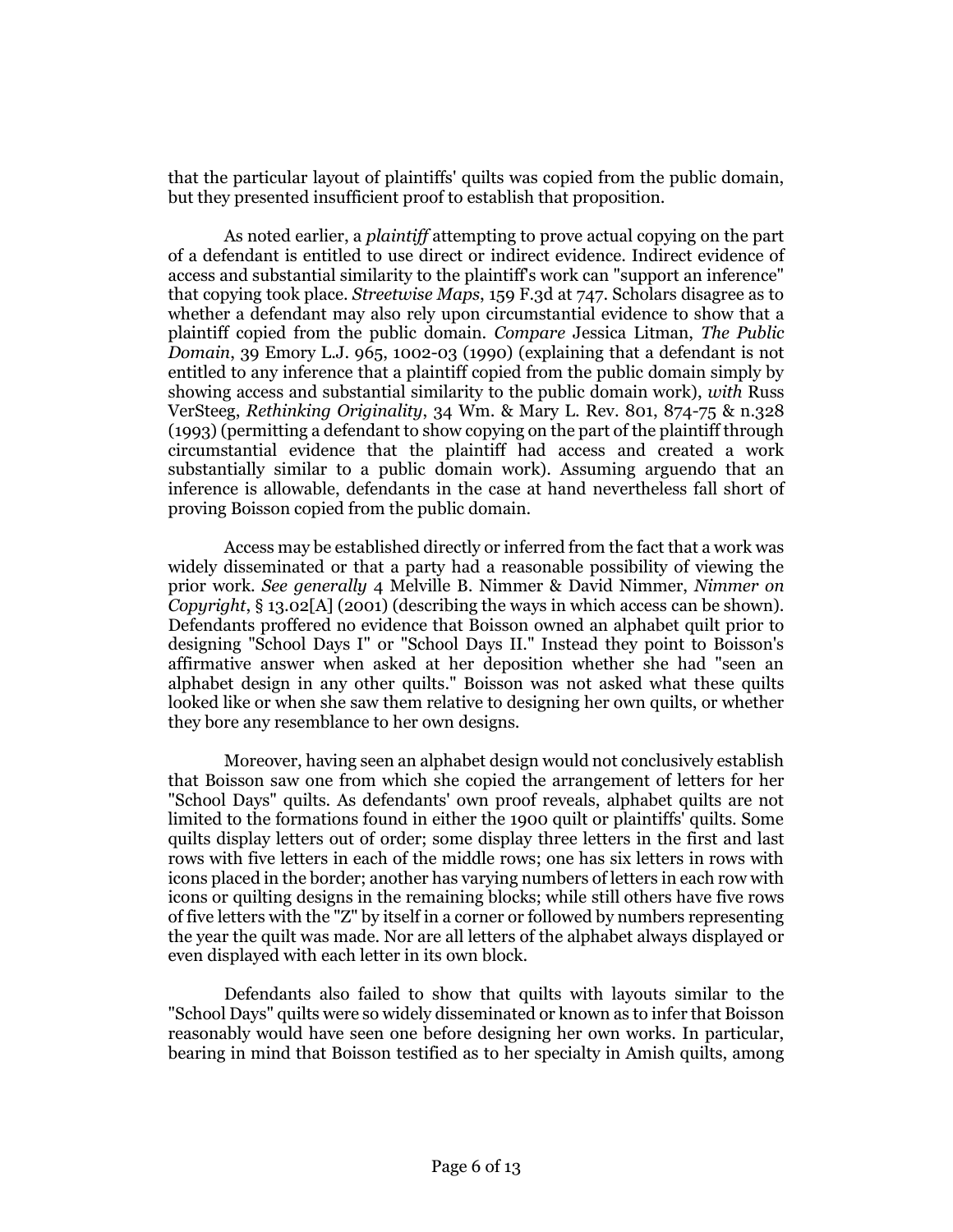that the particular layout of plaintiffs' quilts was copied from the public domain, but they presented insufficient proof to establish that proposition.

As noted earlier, a *plaintiff* attempting to prove actual copying on the part of a defendant is entitled to use direct or indirect evidence. Indirect evidence of access and substantial similarity to the plaintiff's work can "support an inference" that copying took place. *Streetwise Maps*, 159 F.3d at 747. Scholars disagree as to whether a defendant may also rely upon circumstantial evidence to show that a plaintiff copied from the public domain. *Compare* Jessica Litman, *The Public Domain*, 39 Emory L.J. 965, 1002-03 (1990) (explaining that a defendant is not entitled to any inference that a plaintiff copied from the public domain simply by showing access and substantial similarity to the public domain work), *with* Russ VerSteeg, *Rethinking Originality*, 34 Wm. & Mary L. Rev. 801, 874-75 & n.328 (1993) (permitting a defendant to show copying on the part of the plaintiff through circumstantial evidence that the plaintiff had access and created a work substantially similar to a public domain work). Assuming arguendo that an inference is allowable, defendants in the case at hand nevertheless fall short of proving Boisson copied from the public domain.

Access may be established directly or inferred from the fact that a work was widely disseminated or that a party had a reasonable possibility of viewing the prior work. *See generally* 4 Melville B. Nimmer & David Nimmer, *Nimmer on Copyright*, § 13.02[A] (2001) (describing the ways in which access can be shown). Defendants proffered no evidence that Boisson owned an alphabet quilt prior to designing "School Days I" or "School Days II." Instead they point to Boisson's affirmative answer when asked at her deposition whether she had "seen an alphabet design in any other quilts." Boisson was not asked what these quilts looked like or when she saw them relative to designing her own quilts, or whether they bore any resemblance to her own designs.

Moreover, having seen an alphabet design would not conclusively establish that Boisson saw one from which she copied the arrangement of letters for her "School Days" quilts. As defendants' own proof reveals, alphabet quilts are not limited to the formations found in either the 1900 quilt or plaintiffs' quilts. Some quilts display letters out of order; some display three letters in the first and last rows with five letters in each of the middle rows; one has six letters in rows with icons placed in the border; another has varying numbers of letters in each row with icons or quilting designs in the remaining blocks; while still others have five rows of five letters with the "Z" by itself in a corner or followed by numbers representing the year the quilt was made. Nor are all letters of the alphabet always displayed or even displayed with each letter in its own block.

Defendants also failed to show that quilts with layouts similar to the "School Days" quilts were so widely disseminated or known as to infer that Boisson reasonably would have seen one before designing her own works. In particular, bearing in mind that Boisson testified as to her specialty in Amish quilts, among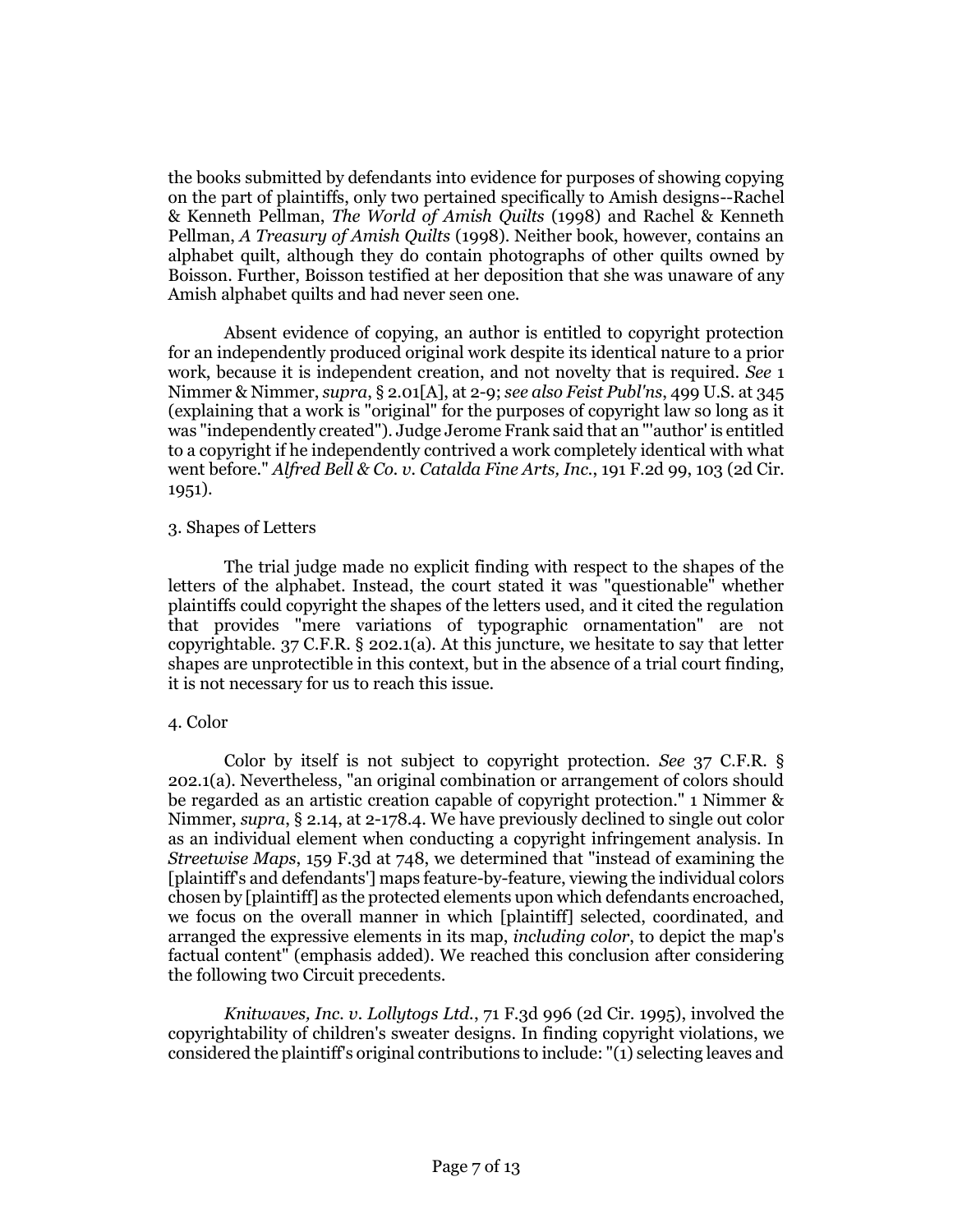the books submitted by defendants into evidence for purposes of showing copying on the part of plaintiffs, only two pertained specifically to Amish designs--Rachel & Kenneth Pellman, *The World of Amish Quilts* (1998) and Rachel & Kenneth Pellman, *A Treasury of Amish Quilts* (1998). Neither book, however, contains an alphabet quilt, although they do contain photographs of other quilts owned by Boisson. Further, Boisson testified at her deposition that she was unaware of any Amish alphabet quilts and had never seen one.

Absent evidence of copying, an author is entitled to copyright protection for an independently produced original work despite its identical nature to a prior work, because it is independent creation, and not novelty that is required. *See* 1 Nimmer & Nimmer, *supra*, § 2.01[A], at 2-9; *see also Feist Publ'ns*, 499 U.S. at 345 (explaining that a work is "original" for the purposes of copyright law so long as it was "independently created"). Judge Jerome Frank said that an "'author' is entitled to a copyright if he independently contrived a work completely identical with what went before." *Alfred Bell & Co. v. Catalda Fine Arts, Inc.*, 191 F.2d 99, 103 (2d Cir. 1951).

3. Shapes of Letters

The trial judge made no explicit finding with respect to the shapes of the letters of the alphabet. Instead, the court stated it was "questionable" whether plaintiffs could copyright the shapes of the letters used, and it cited the regulation that provides "mere variations of typographic ornamentation" are not copyrightable. 37 C.F.R. § 202.1(a). At this juncture, we hesitate to say that letter shapes are unprotectible in this context, but in the absence of a trial court finding, it is not necessary for us to reach this issue.

4. Color

Color by itself is not subject to copyright protection. *See* 37 C.F.R. § 202.1(a). Nevertheless, "an original combination or arrangement of colors should be regarded as an artistic creation capable of copyright protection." 1 Nimmer & Nimmer, *supra*, § 2.14, at 2-178.4. We have previously declined to single out color as an individual element when conducting a copyright infringement analysis. In *Streetwise Maps*, 159 F.3d at 748, we determined that "instead of examining the [plaintiff's and defendants'] maps feature-by-feature, viewing the individual colors chosen by [plaintiff] as the protected elements upon which defendants encroached, we focus on the overall manner in which [plaintiff] selected, coordinated, and arranged the expressive elements in its map, *including color*, to depict the map's factual content" (emphasis added). We reached this conclusion after considering the following two Circuit precedents.

*Knitwaves, Inc. v. Lollytogs Ltd.*, 71 F.3d 996 (2d Cir. 1995), involved the copyrightability of children's sweater designs. In finding copyright violations, we considered the plaintiff's original contributions to include: "(1) selecting leaves and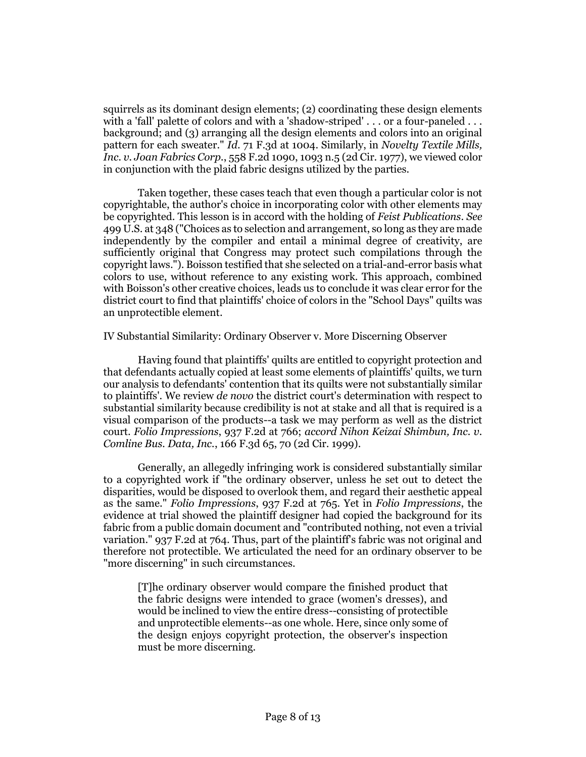squirrels as its dominant design elements; (2) coordinating these design elements with a 'fall' palette of colors and with a 'shadow-striped' . . . or a four-paneled . . . background; and (3) arranging all the design elements and colors into an original pattern for each sweater." *Id.* 71 F.3d at 1004. Similarly, in *Novelty Textile Mills, Inc. v. Joan Fabrics Corp.*, 558 F.2d 1090, 1093 n.5 (2d Cir. 1977), we viewed color in conjunction with the plaid fabric designs utilized by the parties.

Taken together, these cases teach that even though a particular color is not copyrightable, the author's choice in incorporating color with other elements may be copyrighted. This lesson is in accord with the holding of *Feist Publications*. *See* 499 U.S. at 348 ("Choices as to selection and arrangement, so long as they are made independently by the compiler and entail a minimal degree of creativity, are sufficiently original that Congress may protect such compilations through the copyright laws."). Boisson testified that she selected on a trial-and-error basis what colors to use, without reference to any existing work. This approach, combined with Boisson's other creative choices, leads us to conclude it was clear error for the district court to find that plaintiffs' choice of colors in the "School Days" quilts was an unprotectible element.

## IV Substantial Similarity: Ordinary Observer v. More Discerning Observer

Having found that plaintiffs' quilts are entitled to copyright protection and that defendants actually copied at least some elements of plaintiffs' quilts, we turn our analysis to defendants' contention that its quilts were not substantially similar to plaintiffs'. We review *de novo* the district court's determination with respect to substantial similarity because credibility is not at stake and all that is required is a visual comparison of the products--a task we may perform as well as the district court. *Folio Impressions*, 937 F.2d at 766; *accord Nihon Keizai Shimbun, Inc. v. Comline Bus. Data, Inc.*, 166 F.3d 65, 70 (2d Cir. 1999).

Generally, an allegedly infringing work is considered substantially similar to a copyrighted work if "the ordinary observer, unless he set out to detect the disparities, would be disposed to overlook them, and regard their aesthetic appeal as the same." *Folio Impressions*, 937 F.2d at 765. Yet in *Folio Impressions*, the evidence at trial showed the plaintiff designer had copied the background for its fabric from a public domain document and "contributed nothing, not even a trivial variation." 937 F.2d at 764. Thus, part of the plaintiff's fabric was not original and therefore not protectible. We articulated the need for an ordinary observer to be "more discerning" in such circumstances.

> [T]he ordinary observer would compare the finished product that the fabric designs were intended to grace (women's dresses), and would be inclined to view the entire dress--consisting of protectible and unprotectible elements--as one whole. Here, since only some of the design enjoys copyright protection, the observer's inspection must be more discerning.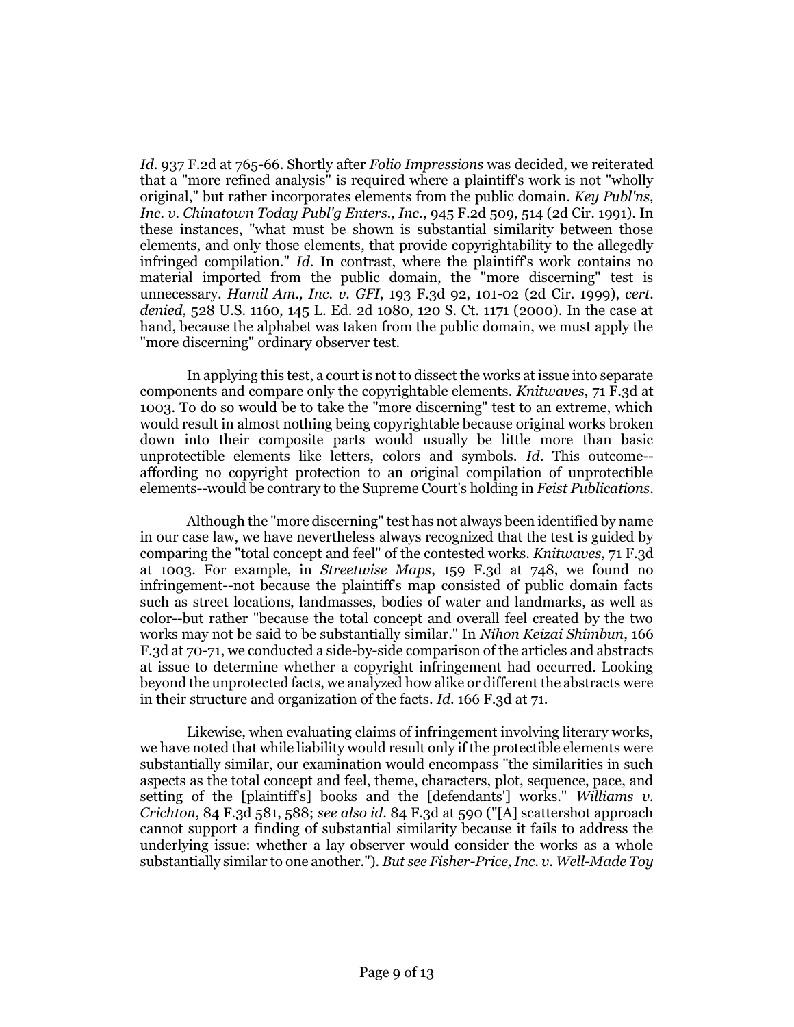*Id.* 937 F.2d at 765-66. Shortly after *Folio Impressions* was decided, we reiterated that a "more refined analysis" is required where a plaintiff's work is not "wholly original," but rather incorporates elements from the public domain. *Key Publ'ns, Inc. v. Chinatown Today Publ'g Enters., Inc.*, 945 F.2d 509, 514 (2d Cir. 1991). In these instances, "what must be shown is substantial similarity between those elements, and only those elements, that provide copyrightability to the allegedly infringed compilation." *Id.* In contrast, where the plaintiff's work contains no material imported from the public domain, the "more discerning" test is unnecessary. *Hamil Am., Inc. v. GFI*, 193 F.3d 92, 101-02 (2d Cir. 1999), *cert. denied*, 528 U.S. 1160, 145 L. Ed. 2d 1080, 120 S. Ct. 1171 (2000). In the case at hand, because the alphabet was taken from the public domain, we must apply the "more discerning" ordinary observer test.

In applying this test, a court is not to dissect the works at issue into separate components and compare only the copyrightable elements. *Knitwaves*, 71 F.3d at 1003. To do so would be to take the "more discerning" test to an extreme, which would result in almost nothing being copyrightable because original works broken down into their composite parts would usually be little more than basic unprotectible elements like letters, colors and symbols. *Id.* This outcome--affording no copyright protection to an original compilation of unprotectible elements--would be contrary to the Supreme Court's holding in *Feist Publications*.

Although the "more discerning" test has not always been identified by name in our case law, we have nevertheless always recognized that the test is guided by comparing the "total concept and feel" of the contested works. *Knitwaves*, 71 F.3d at 1003. For example, in *Streetwise Maps*, 159 F.3d at 748, we found no infringement--not because the plaintiff's map consisted of public domain facts such as street locations, landmasses, bodies of water and landmarks, as well as color--but rather "because the total concept and overall feel created by the two works may not be said to be substantially similar." In *Nihon Keizai Shimbun*, 166 F.3d at 70-71, we conducted a side-by-side comparison of the articles and abstracts at issue to determine whether a copyright infringement had occurred. Looking beyond the unprotected facts, we analyzed how alike or different the abstracts were in their structure and organization of the facts. *Id.* 166 F.3d at 71.

Likewise, when evaluating claims of infringement involving literary works, we have noted that while liability would result only if the protectible elements were substantially similar, our examination would encompass "the similarities in such aspects as the total concept and feel, theme, characters, plot, sequence, pace, and setting of the [plaintiff's] books and the [defendants'] works." *Williams v. Crichton*, 84 F.3d 581, 588; *see also id.* 84 F.3d at 590 ("[A] scattershot approach cannot support a finding of substantial similarity because it fails to address the underlying issue: whether a lay observer would consider the works as a whole substantially similar to one another."). *But see Fisher-Price, Inc. v. Well-Made Toy*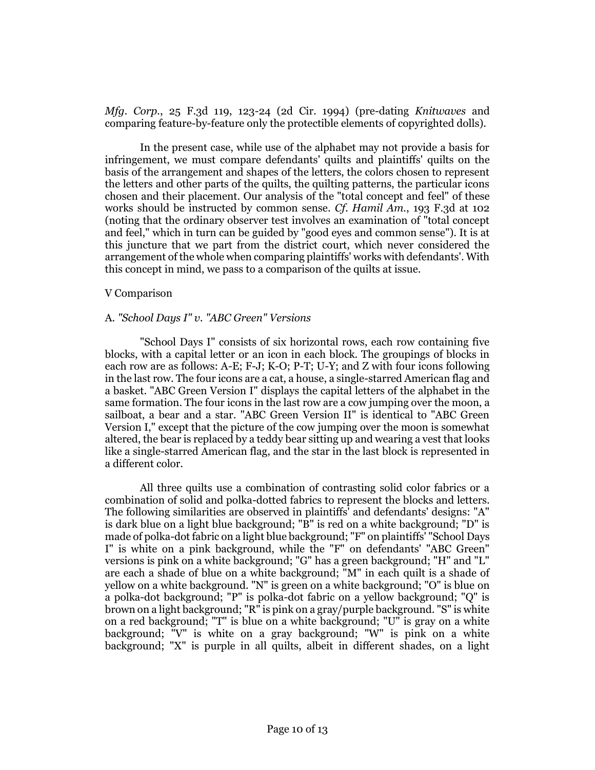*Mfg. Corp.*, 25 F.3d 119, 123-24 (2d Cir. 1994) (pre-dating *Knitwaves* and comparing feature-by-feature only the protectible elements of copyrighted dolls).

In the present case, while use of the alphabet may not provide a basis for infringement, we must compare defendants' quilts and plaintiffs' quilts on the basis of the arrangement and shapes of the letters, the colors chosen to represent the letters and other parts of the quilts, the quilting patterns, the particular icons chosen and their placement. Our analysis of the "total concept and feel" of these works should be instructed by common sense. *Cf. Hamil Am.*, 193 F.3d at 102 (noting that the ordinary observer test involves an examination of "total concept and feel," which in turn can be guided by "good eyes and common sense"). It is at this juncture that we part from the district court, which never considered the arrangement of the whole when comparing plaintiffs' works with defendants'. With this concept in mind, we pass to a comparison of the quilts at issue.

## V Comparison

### A. *"School Days I" v. "ABC Green" Versions*

"School Days I" consists of six horizontal rows, each row containing five blocks, with a capital letter or an icon in each block. The groupings of blocks in each row are as follows: A-E; F-J; K-O; P-T; U-Y; and Z with four icons following in the last row. The four icons are a cat, a house, a single-starred American flag and a basket. "ABC Green Version I" displays the capital letters of the alphabet in the same formation. The four icons in the last row are a cow jumping over the moon, a sailboat, a bear and a star. "ABC Green Version II" is identical to "ABC Green Version I," except that the picture of the cow jumping over the moon is somewhat altered, the bear is replaced by a teddy bear sitting up and wearing a vest that looks like a single-starred American flag, and the star in the last block is represented in a different color.

All three quilts use a combination of contrasting solid color fabrics or a combination of solid and polka-dotted fabrics to represent the blocks and letters. The following similarities are observed in plaintiffs' and defendants' designs: "A" is dark blue on a light blue background; "B" is red on a white background; "D" is made of polka-dot fabric on a light blue background; "F" on plaintiffs' "School Days I" is white on a pink background, while the "F" on defendants' "ABC Green" versions is pink on a white background; "G" has a green background; "H" and "L" are each a shade of blue on a white background; "M" in each quilt is a shade of yellow on a white background. "N" is green on a white background; "O" is blue on a polka-dot background; "P" is polka-dot fabric on a yellow background; "Q" is brown on a light background; "R" is pink on a gray/purple background. "S" is white on a red background; "T" is blue on a white background; "U" is gray on a white background; "V" is white on a gray background; "W" is pink on a white background; "X" is purple in all quilts, albeit in different shades, on a light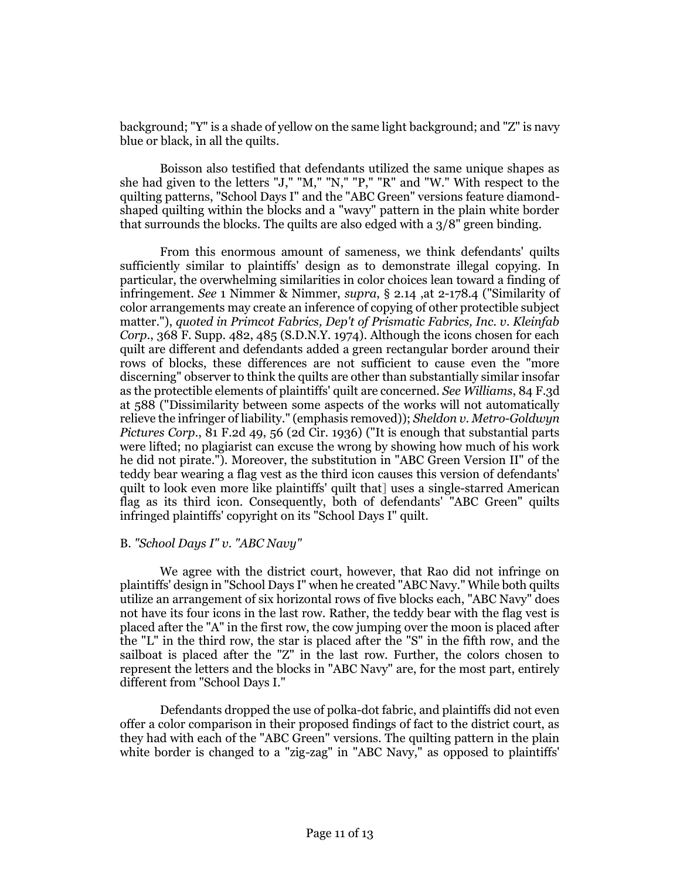background; "Y" is a shade of yellow on the same light background; and "Z" is navy blue or black, in all the quilts.

Boisson also testified that defendants utilized the same unique shapes as she had given to the letters "J," "M," "N," "P," "R" and "W." With respect to the quilting patterns, "School Days I" and the "ABC Green" versions feature diamond-shaped quilting within the blocks and a "wavy" pattern in the plain white border that surrounds the blocks. The quilts are also edged with a 3/8" green binding.

From this enormous amount of sameness, we think defendants' quilts sufficiently similar to plaintiffs' design as to demonstrate illegal copying. In particular, the overwhelming similarities in color choices lean toward a finding of infringement. *See* 1 Nimmer & Nimmer, *supra*, § 2.14 ,at 2-178.4 ("Similarity of color arrangements may create an inference of copying of other protectible subject matter."), *quoted in Primcot Fabrics, Dep't of Prismatic Fabrics, Inc. v. Kleinfab Corp.*, 368 F. Supp. 482, 485 (S.D.N.Y. 1974). Although the icons chosen for each quilt are different and defendants added a green rectangular border around their rows of blocks, these differences are not sufficient to cause even the "more discerning" observer to think the quilts are other than substantially similar insofar as the protectible elements of plaintiffs' quilt are concerned. *See Williams*, 84 F.3d at 588 ("Dissimilarity between some aspects of the works will not automatically relieve the infringer of liability." (emphasis removed)); *Sheldon v. Metro-Goldwyn Pictures Corp.*, 81 F.2d 49, 56 (2d Cir. 1936) ("It is enough that substantial parts were lifted; no plagiarist can excuse the wrong by showing how much of his work he did not pirate."). Moreover, the substitution in "ABC Green Version II" of the teddy bear wearing a flag vest as the third icon causes this version of defendants' quilt to look even more like plaintiffs' quilt that] uses a single-starred American flag as its third icon. Consequently, both of defendants' "ABC Green" quilts infringed plaintiffs' copyright on its "School Days I" quilt.

### B. *"School Days I" v. "ABC Navy"*

We agree with the district court, however, that Rao did not infringe on plaintiffs' design in "School Days I" when he created "ABC Navy." While both quilts utilize an arrangement of six horizontal rows of five blocks each, "ABC Navy" does not have its four icons in the last row. Rather, the teddy bear with the flag vest is placed after the "A" in the first row, the cow jumping over the moon is placed after the "L" in the third row, the star is placed after the "S" in the fifth row, and the sailboat is placed after the "Z" in the last row. Further, the colors chosen to represent the letters and the blocks in "ABC Navy" are, for the most part, entirely different from "School Days I."

Defendants dropped the use of polka-dot fabric, and plaintiffs did not even offer a color comparison in their proposed findings of fact to the district court, as they had with each of the "ABC Green" versions. The quilting pattern in the plain white border is changed to a "zig-zag" in "ABC Navy," as opposed to plaintiffs'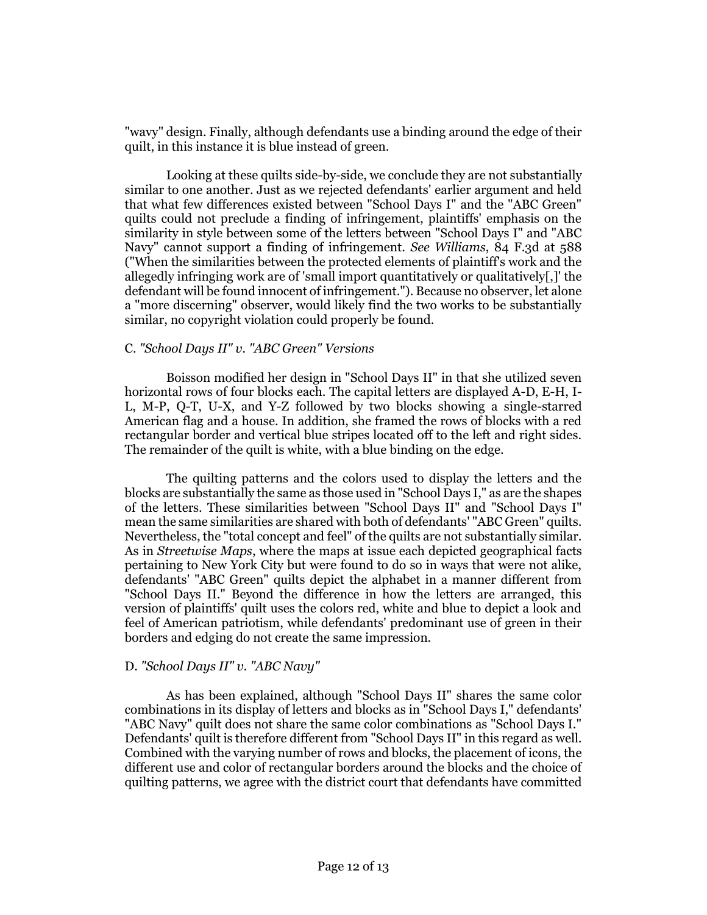"wavy" design. Finally, although defendants use a binding around the edge of their quilt, in this instance it is blue instead of green.

Looking at these quilts side-by-side, we conclude they are not substantially similar to one another. Just as we rejected defendants' earlier argument and held that what few differences existed between "School Days I" and the "ABC Green" quilts could not preclude a finding of infringement, plaintiffs' emphasis on the similarity in style between some of the letters between "School Days I" and "ABC Navy" cannot support a finding of infringement. *See Williams*, 84 F.3d at 588 ("When the similarities between the protected elements of plaintiff's work and the allegedly infringing work are of 'small import quantitatively or qualitatively[,]' the defendant will be found innocent of infringement."). Because no observer, let alone a "more discerning" observer, would likely find the two works to be substantially similar, no copyright violation could properly be found.

C. *"School Days II" v. "ABC Green" Versions*

Boisson modified her design in "School Days II" in that she utilized seven horizontal rows of four blocks each. The capital letters are displayed A-D, E-H, I-L, M-P, Q-T, U-X, and Y-Z followed by two blocks showing a single-starred American flag and a house. In addition, she framed the rows of blocks with a red rectangular border and vertical blue stripes located off to the left and right sides. The remainder of the quilt is white, with a blue binding on the edge.

The quilting patterns and the colors used to display the letters and the blocks are substantially the same as those used in "School Days I," as are the shapes of the letters. These similarities between "School Days II" and "School Days I" mean the same similarities are shared with both of defendants' "ABC Green" quilts. Nevertheless, the "total concept and feel" of the quilts are not substantially similar. As in *Streetwise Maps*, where the maps at issue each depicted geographical facts pertaining to New York City but were found to do so in ways that were not alike, defendants' "ABC Green" quilts depict the alphabet in a manner different from "School Days II." Beyond the difference in how the letters are arranged, this version of plaintiffs' quilt uses the colors red, white and blue to depict a look and feel of American patriotism, while defendants' predominant use of green in their borders and edging do not create the same impression.

D. *"School Days II" v. "ABC Navy"*

As has been explained, although "School Days II" shares the same color combinations in its display of letters and blocks as in "School Days I," defendants' "ABC Navy" quilt does not share the same color combinations as "School Days I." Defendants' quilt is therefore different from "School Days II" in this regard as well. Combined with the varying number of rows and blocks, the placement of icons, the different use and color of rectangular borders around the blocks and the choice of quilting patterns, we agree with the district court that defendants have committed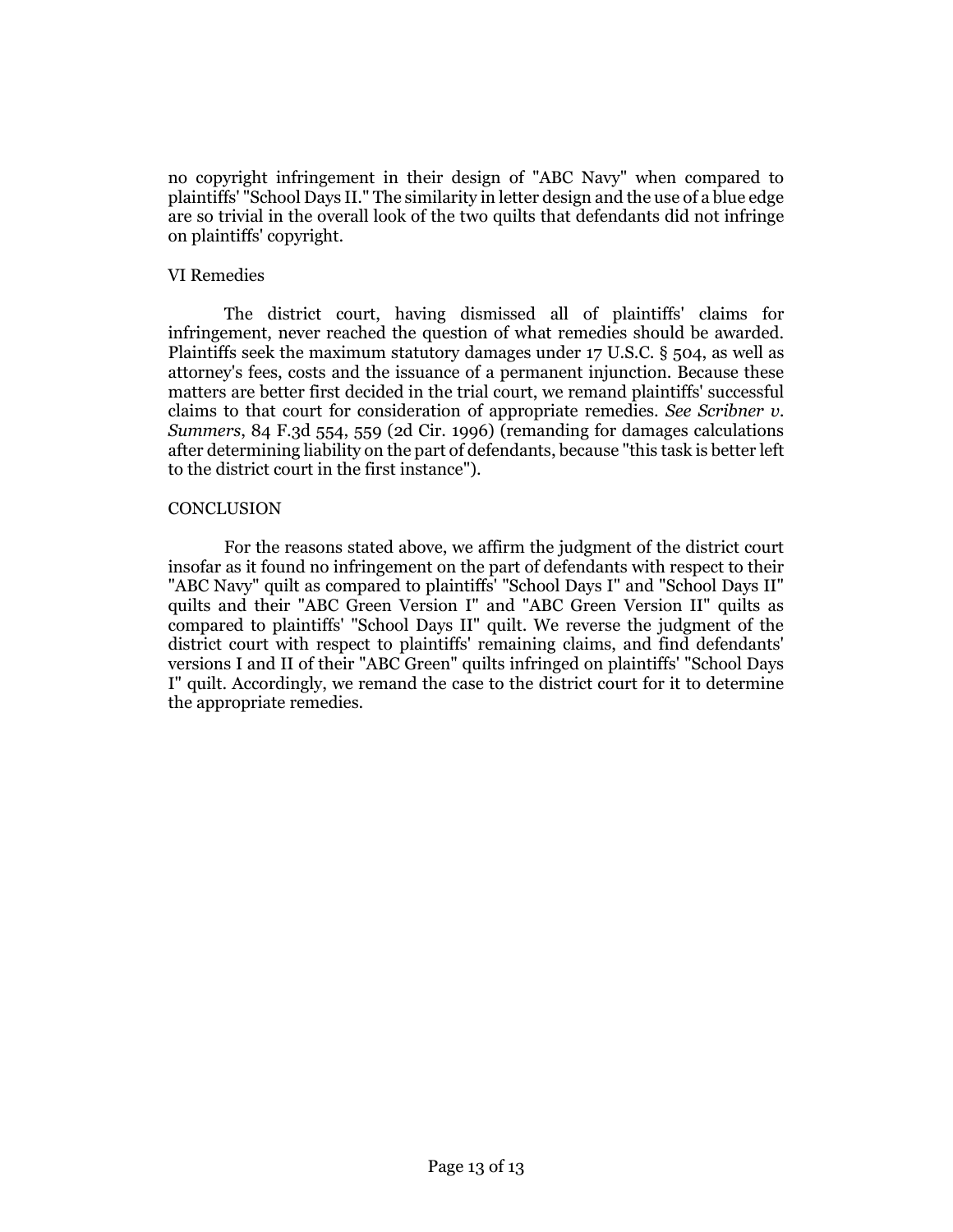no copyright infringement in their design of "ABC Navy" when compared to plaintiffs' "School Days II." The similarity in letter design and the use of a blue edge are so trivial in the overall look of the two quilts that defendants did not infringe on plaintiffs' copyright.

## VI Remedies

The district court, having dismissed all of plaintiffs' claims for infringement, never reached the question of what remedies should be awarded. Plaintiffs seek the maximum statutory damages under 17 U.S.C. § 504, as well as attorney's fees, costs and the issuance of a permanent injunction. Because these matters are better first decided in the trial court, we remand plaintiffs' successful claims to that court for consideration of appropriate remedies. *See Scribner v. Summers*, 84 F.3d 554, 559 (2d Cir. 1996) (remanding for damages calculations after determining liability on the part of defendants, because "this task is better left to the district court in the first instance").

## CONCLUSION

For the reasons stated above, we affirm the judgment of the district court insofar as it found no infringement on the part of defendants with respect to their "ABC Navy" quilt as compared to plaintiffs' "School Days I" and "School Days II" quilts and their "ABC Green Version I" and "ABC Green Version II" quilts as compared to plaintiffs' "School Days II" quilt. We reverse the judgment of the district court with respect to plaintiffs' remaining claims, and find defendants' versions I and II of their "ABC Green" quilts infringed on plaintiffs' "School Days I" quilt. Accordingly, we remand the case to the district court for it to determine the appropriate remedies.